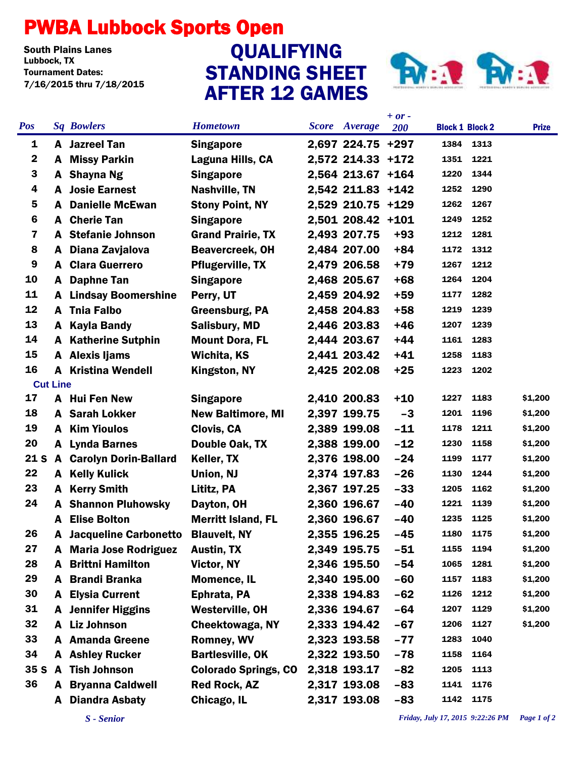# PWBA Lubbock Sports Open

South Plains Lanes
Lubbock, TX
Tournament Dates:
7/16/2015 thru 7/18/2015

## QUALIFYING STANDING SHEET AFTER 12 GAMES

| Pos | Sq | Bowlers | Hometown | Score | Average | + or - 200 | Block 1 | Block 2 | Prize |
|---|---|---|---|---|---|---|---|---|---|
| 1 | A | Jazreel Tan | Singapore | 2,697 | 224.75 | +297 | 1384 | 1313 | |
| 2 | A | Missy Parkin | Laguna Hills, CA | 2,572 | 214.33 | +172 | 1351 | 1221 | |
| 3 | A | Shayna Ng | Singapore | 2,564 | 213.67 | +164 | 1220 | 1344 | |
| 4 | A | Josie Earnest | Nashville, TN | 2,542 | 211.83 | +142 | 1252 | 1290 | |
| 5 | A | Danielle McEwan | Stony Point, NY | 2,529 | 210.75 | +129 | 1262 | 1267 | |
| 6 | A | Cherie Tan | Singapore | 2,501 | 208.42 | +101 | 1249 | 1252 | |
| 7 | A | Stefanie Johnson | Grand Prairie, TX | 2,493 | 207.75 | +93 | 1212 | 1281 | |
| 8 | A | Diana Zavjalova | Beavercreek, OH | 2,484 | 207.00 | +84 | 1172 | 1312 | |
| 9 | A | Clara Guerrero | Pflugerville, TX | 2,479 | 206.58 | +79 | 1267 | 1212 | |
| 10 | A | Daphne Tan | Singapore | 2,468 | 205.67 | +68 | 1264 | 1204 | |
| 11 | A | Lindsay Boomershine | Perry, UT | 2,459 | 204.92 | +59 | 1177 | 1282 | |
| 12 | A | Tnia Falbo | Greensburg, PA | 2,458 | 204.83 | +58 | 1219 | 1239 | |
| 13 | A | Kayla Bandy | Salisbury, MD | 2,446 | 203.83 | +46 | 1207 | 1239 | |
| 14 | A | Katherine Sutphin | Mount Dora, FL | 2,444 | 203.67 | +44 | 1161 | 1283 | |
| 15 | A | Alexis Ijams | Wichita, KS | 2,441 | 203.42 | +41 | 1258 | 1183 | |
| 16 | A | Kristina Wendell | Kingston, NY | 2,425 | 202.08 | +25 | 1223 | 1202 | |
| **Cut Line** | | | | | | | | | |
| 17 | A | Hui Fen New | Singapore | 2,410 | 200.83 | +10 | 1227 | 1183 | $1,200 |
| 18 | A | Sarah Lokker | New Baltimore, MI | 2,397 | 199.75 | -3 | 1201 | 1196 | $1,200 |
| 19 | A | Kim Yioulos | Clovis, CA | 2,389 | 199.08 | -11 | 1178 | 1211 | $1,200 |
| 20 | A | Lynda Barnes | Double Oak, TX | 2,388 | 199.00 | -12 | 1230 | 1158 | $1,200 |
| 21 S | A | Carolyn Dorin-Ballard | Keller, TX | 2,376 | 198.00 | -24 | 1199 | 1177 | $1,200 |
| 22 | A | Kelly Kulick | Union, NJ | 2,374 | 197.83 | -26 | 1130 | 1244 | $1,200 |
| 23 | A | Kerry Smith | Lititz, PA | 2,367 | 197.25 | -33 | 1205 | 1162 | $1,200 |
| 24 | A | Shannon Pluhowsky | Dayton, OH | 2,360 | 196.67 | -40 | 1221 | 1139 | $1,200 |
| | A | Elise Bolton | Merritt Island, FL | 2,360 | 196.67 | -40 | 1235 | 1125 | $1,200 |
| 26 | A | Jacqueline Carbonetto | Blauvelt, NY | 2,355 | 196.25 | -45 | 1180 | 1175 | $1,200 |
| 27 | A | Maria Jose Rodriguez | Austin, TX | 2,349 | 195.75 | -51 | 1155 | 1194 | $1,200 |
| 28 | A | Brittni Hamilton | Victor, NY | 2,346 | 195.50 | -54 | 1065 | 1281 | $1,200 |
| 29 | A | Brandi Branka | Momence, IL | 2,340 | 195.00 | -60 | 1157 | 1183 | $1,200 |
| 30 | A | Elysia Current | Ephrata, PA | 2,338 | 194.83 | -62 | 1126 | 1212 | $1,200 |
| 31 | A | Jennifer Higgins | Westerville, OH | 2,336 | 194.67 | -64 | 1207 | 1129 | $1,200 |
| 32 | A | Liz Johnson | Cheektowaga, NY | 2,333 | 194.42 | -67 | 1206 | 1127 | $1,200 |
| 33 | A | Amanda Greene | Romney, WV | 2,323 | 193.58 | -77 | 1283 | 1040 | |
| 34 | A | Ashley Rucker | Bartlesville, OK | 2,322 | 193.50 | -78 | 1158 | 1164 | |
| 35 S | A | Tish Johnson | Colorado Springs, CO | 2,318 | 193.17 | -82 | 1205 | 1113 | |
| 36 | A | Bryanna Caldwell | Red Rock, AZ | 2,317 | 193.08 | -83 | 1141 | 1176 | |
| | A | Diandra Asbaty | Chicago, IL | 2,317 | 193.08 | -83 | 1142 | 1175 | |

*S - Senior*

*Friday, July 17, 2015 9:22:26 PM*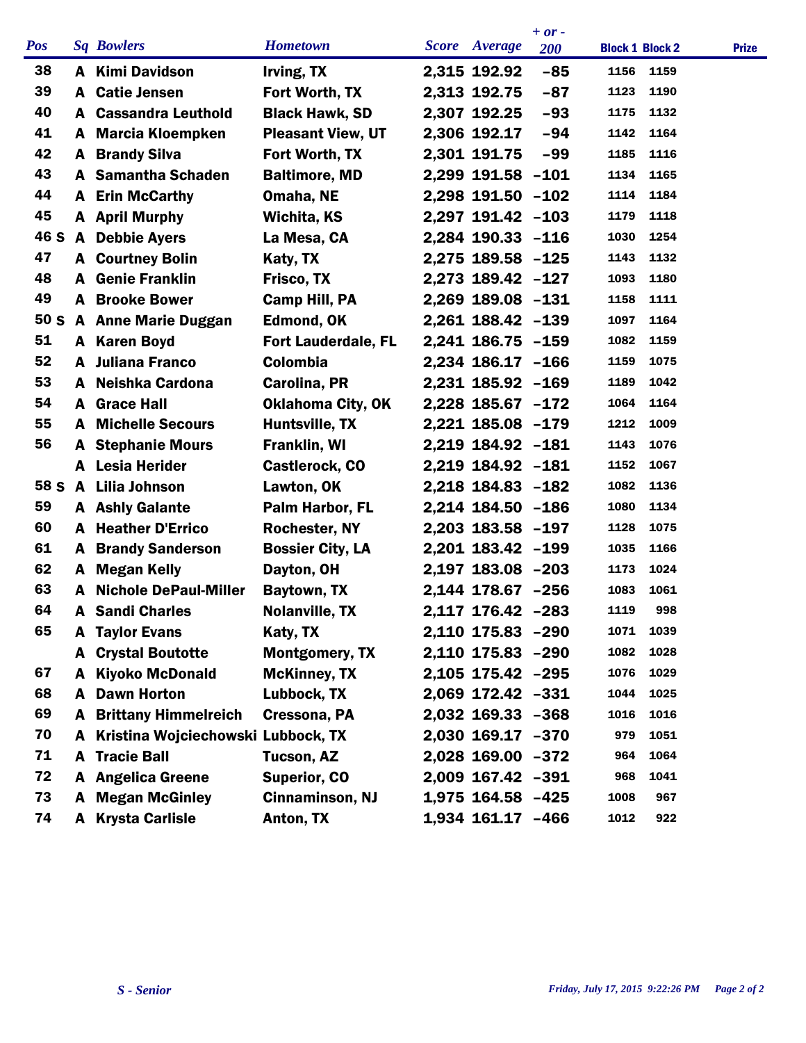| Pos | Sq | Bowlers | Hometown | Score | Average | + or - 200 | Block 1 | Block 2 | Prize |
|---|---|---|---|---|---|---|---|---|---|
| 38 | A | Kimi Davidson | Irving, TX | 2,315 | 192.92 | -85 | 1156 | 1159 | |
| 39 | A | Catie Jensen | Fort Worth, TX | 2,313 | 192.75 | -87 | 1123 | 1190 | |
| 40 | A | Cassandra Leuthold | Black Hawk, SD | 2,307 | 192.25 | -93 | 1175 | 1132 | |
| 41 | A | Marcia Kloempken | Pleasant View, UT | 2,306 | 192.17 | -94 | 1142 | 1164 | |
| 42 | A | Brandy Silva | Fort Worth, TX | 2,301 | 191.75 | -99 | 1185 | 1116 | |
| 43 | A | Samantha Schaden | Baltimore, MD | 2,299 | 191.58 | -101 | 1134 | 1165 | |
| 44 | A | Erin McCarthy | Omaha, NE | 2,298 | 191.50 | -102 | 1114 | 1184 | |
| 45 | A | April Murphy | Wichita, KS | 2,297 | 191.42 | -103 | 1179 | 1118 | |
| 46 S | A | Debbie Ayers | La Mesa, CA | 2,284 | 190.33 | -116 | 1030 | 1254 | |
| 47 | A | Courtney Bolin | Katy, TX | 2,275 | 189.58 | -125 | 1143 | 1132 | |
| 48 | A | Genie Franklin | Frisco, TX | 2,273 | 189.42 | -127 | 1093 | 1180 | |
| 49 | A | Brooke Bower | Camp Hill, PA | 2,269 | 189.08 | -131 | 1158 | 1111 | |
| 50 S | A | Anne Marie Duggan | Edmond, OK | 2,261 | 188.42 | -139 | 1097 | 1164 | |
| 51 | A | Karen Boyd | Fort Lauderdale, FL | 2,241 | 186.75 | -159 | 1082 | 1159 | |
| 52 | A | Juliana Franco | Colombia | 2,234 | 186.17 | -166 | 1159 | 1075 | |
| 53 | A | Neishka Cardona | Carolina, PR | 2,231 | 185.92 | -169 | 1189 | 1042 | |
| 54 | A | Grace Hall | Oklahoma City, OK | 2,228 | 185.67 | -172 | 1064 | 1164 | |
| 55 | A | Michelle Secours | Huntsville, TX | 2,221 | 185.08 | -179 | 1212 | 1009 | |
| 56 | A | Stephanie Mours | Franklin, WI | 2,219 | 184.92 | -181 | 1143 | 1076 | |
| | A | Lesia Herider | Castlerock, CO | 2,219 | 184.92 | -181 | 1152 | 1067 | |
| 58 S | A | Lilia Johnson | Lawton, OK | 2,218 | 184.83 | -182 | 1082 | 1136 | |
| 59 | A | Ashly Galante | Palm Harbor, FL | 2,214 | 184.50 | -186 | 1080 | 1134 | |
| 60 | A | Heather D'Errico | Rochester, NY | 2,203 | 183.58 | -197 | 1128 | 1075 | |
| 61 | A | Brandy Sanderson | Bossier City, LA | 2,201 | 183.42 | -199 | 1035 | 1166 | |
| 62 | A | Megan Kelly | Dayton, OH | 2,197 | 183.08 | -203 | 1173 | 1024 | |
| 63 | A | Nichole DePaul-Miller | Baytown, TX | 2,144 | 178.67 | -256 | 1083 | 1061 | |
| 64 | A | Sandi Charles | Nolanville, TX | 2,117 | 176.42 | -283 | 1119 | 998 | |
| 65 | A | Taylor Evans | Katy, TX | 2,110 | 175.83 | -290 | 1071 | 1039 | |
| | A | Crystal Boutotte | Montgomery, TX | 2,110 | 175.83 | -290 | 1082 | 1028 | |
| 67 | A | Kiyoko McDonald | McKinney, TX | 2,105 | 175.42 | -295 | 1076 | 1029 | |
| 68 | A | Dawn Horton | Lubbock, TX | 2,069 | 172.42 | -331 | 1044 | 1025 | |
| 69 | A | Brittany Himmelreich | Cressona, PA | 2,032 | 169.33 | -368 | 1016 | 1016 | |
| 70 | A | Kristina Wojciechowski | Lubbock, TX | 2,030 | 169.17 | -370 | 979 | 1051 | |
| 71 | A | Tracie Ball | Tucson, AZ | 2,028 | 169.00 | -372 | 964 | 1064 | |
| 72 | A | Angelica Greene | Superior, CO | 2,009 | 167.42 | -391 | 968 | 1041 | |
| 73 | A | Megan McGinley | Cinnaminson, NJ | 1,975 | 164.58 | -425 | 1008 | 967 | |
| 74 | A | Krysta Carlisle | Anton, TX | 1,934 | 161.17 | -466 | 1012 | 922 | |

*S - Senior*

*Friday, July 17, 2015 9:22:26 PM*